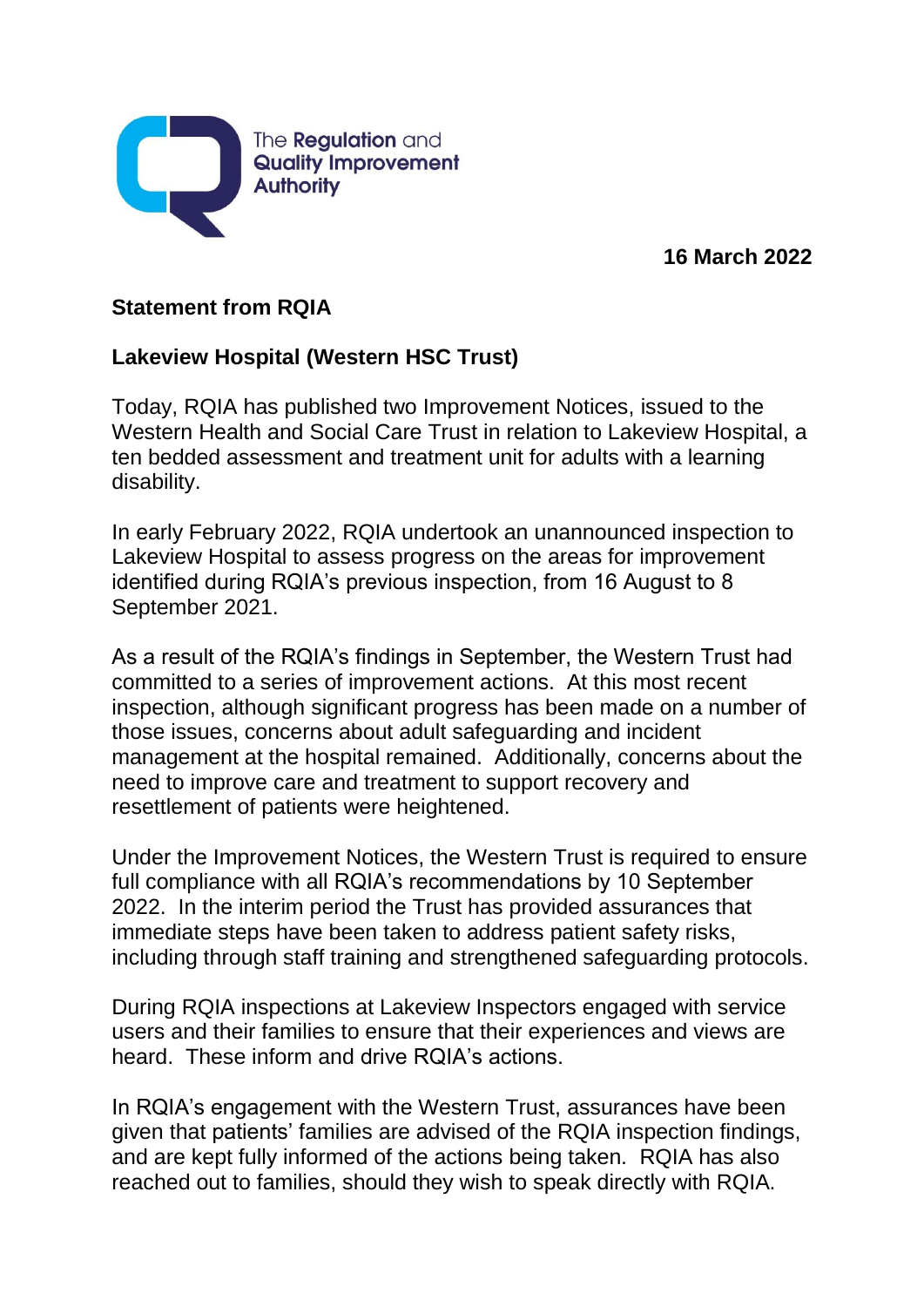The Regulation and Quality Improvement Authority

**16 March 2022**

**Statement from RQIA**

**Lakeview Hospital (Western HSC Trust)**

Today, RQIA has published two Improvement Notices, issued to the Western Health and Social Care Trust in relation to Lakeview Hospital, a ten bedded assessment and treatment unit for adults with a learning disability.

In early February 2022, RQIA undertook an unannounced inspection to Lakeview Hospital to assess progress on the areas for improvement identified during RQIA's previous inspection, from 16 August to 8 September 2021.

As a result of the RQIA's findings in September, the Western Trust had committed to a series of improvement actions. At this most recent inspection, although significant progress has been made on a number of those issues, concerns about adult safeguarding and incident management at the hospital remained. Additionally, concerns about the need to improve care and treatment to support recovery and resettlement of patients were heightened.

Under the Improvement Notices, the Western Trust is required to ensure full compliance with all RQIA's recommendations by 10 September 2022. In the interim period the Trust has provided assurances that immediate steps have been taken to address patient safety risks, including through staff training and strengthened safeguarding protocols.

During RQIA inspections at Lakeview Inspectors engaged with service users and their families to ensure that their experiences and views are heard. These inform and drive RQIA's actions.

In RQIA's engagement with the Western Trust, assurances have been given that patients' families are advised of the RQIA inspection findings, and are kept fully informed of the actions being taken. RQIA has also reached out to families, should they wish to speak directly with RQIA.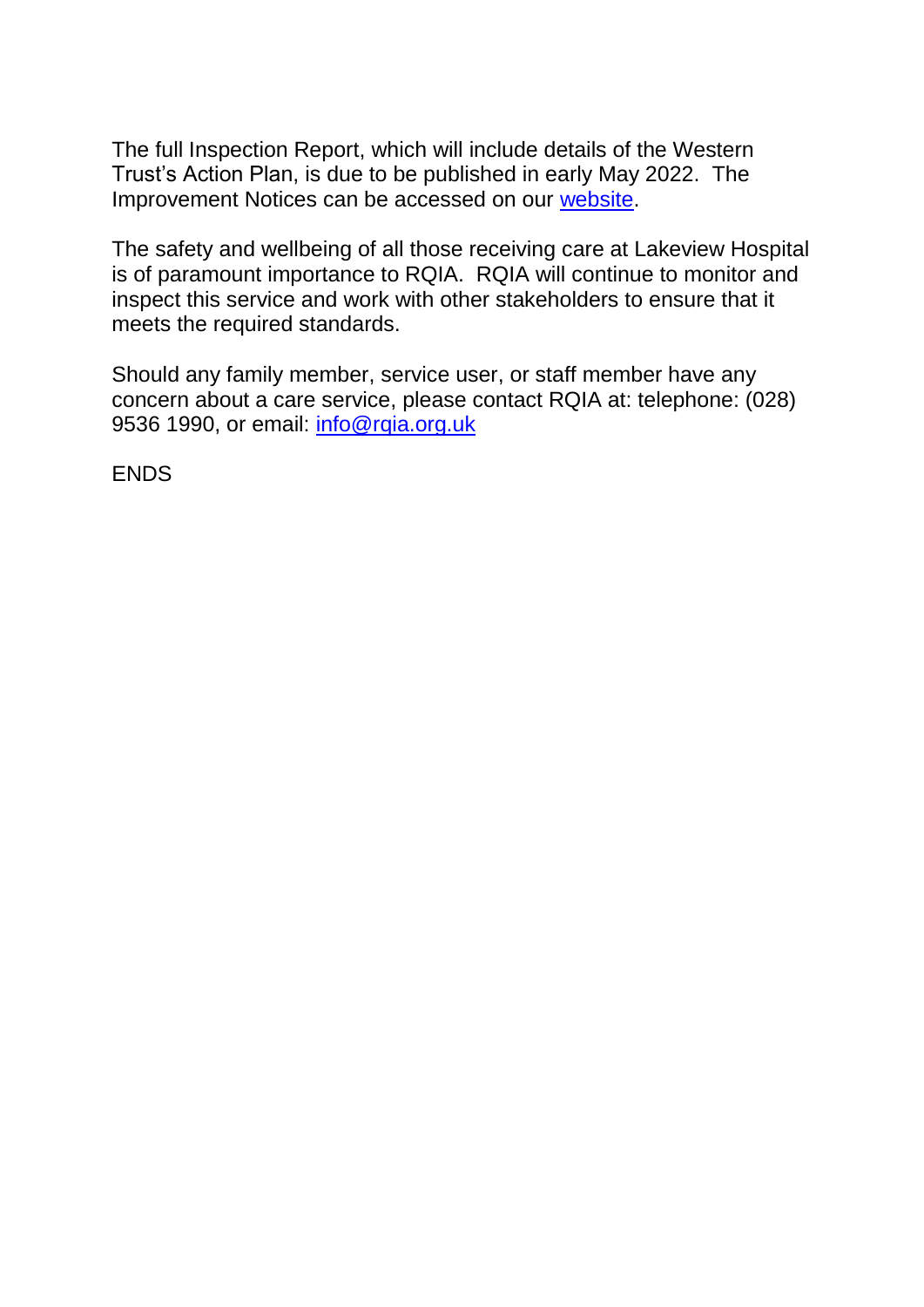The full Inspection Report, which will include details of the Western Trust's Action Plan, is due to be published in early May 2022. The Improvement Notices can be accessed on our website.

The safety and wellbeing of all those receiving care at Lakeview Hospital is of paramount importance to RQIA. RQIA will continue to monitor and inspect this service and work with other stakeholders to ensure that it meets the required standards.

Should any family member, service user, or staff member have any concern about a care service, please contact RQIA at: telephone: (028) 9536 1990, or email: info@rqia.org.uk

ENDS